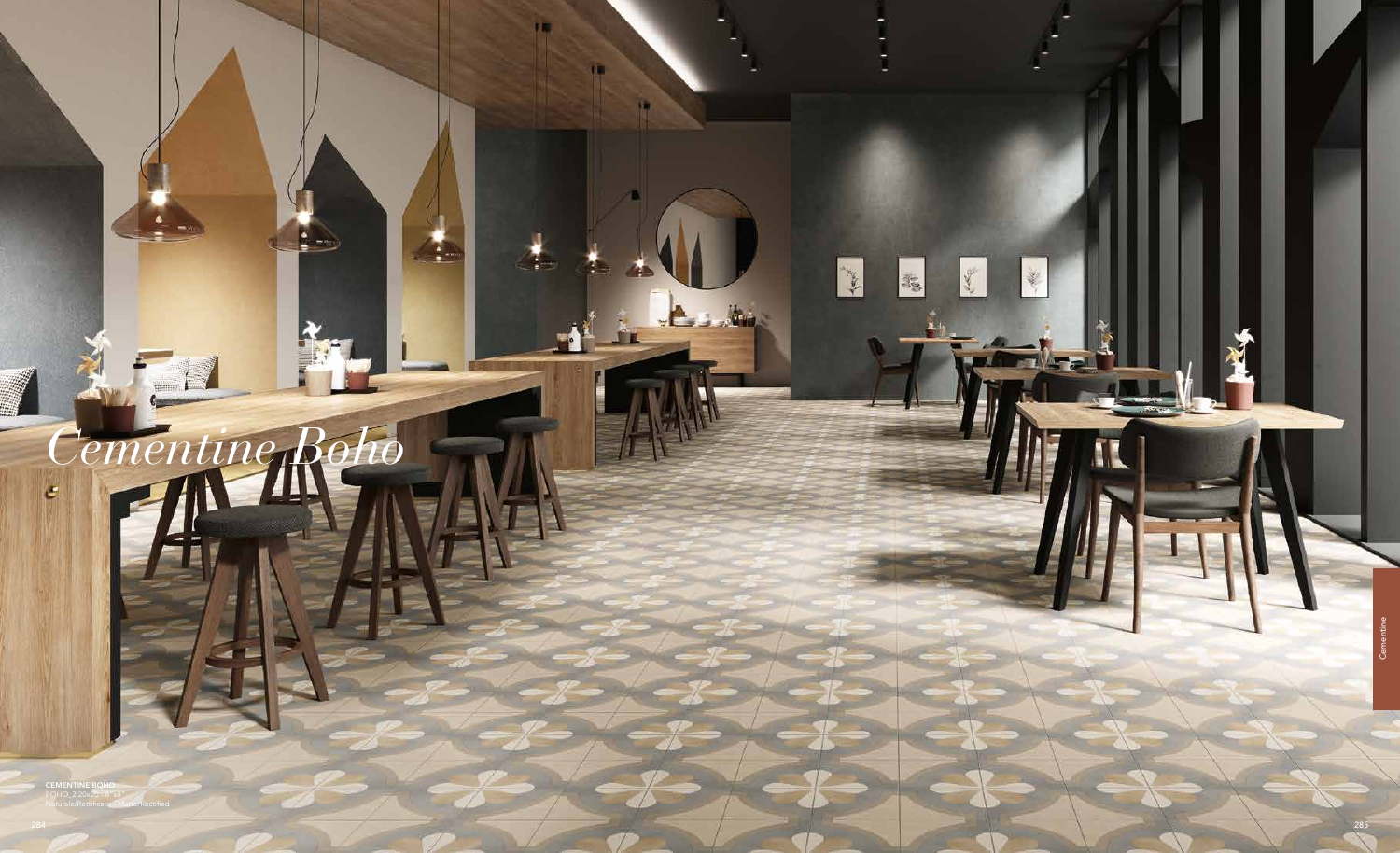# *Cementine Boho*

**CEMENTINE BOHO**
BOHO_2 20x20 - 8"x8"
Naturale/Rettificato - Matte/Rectified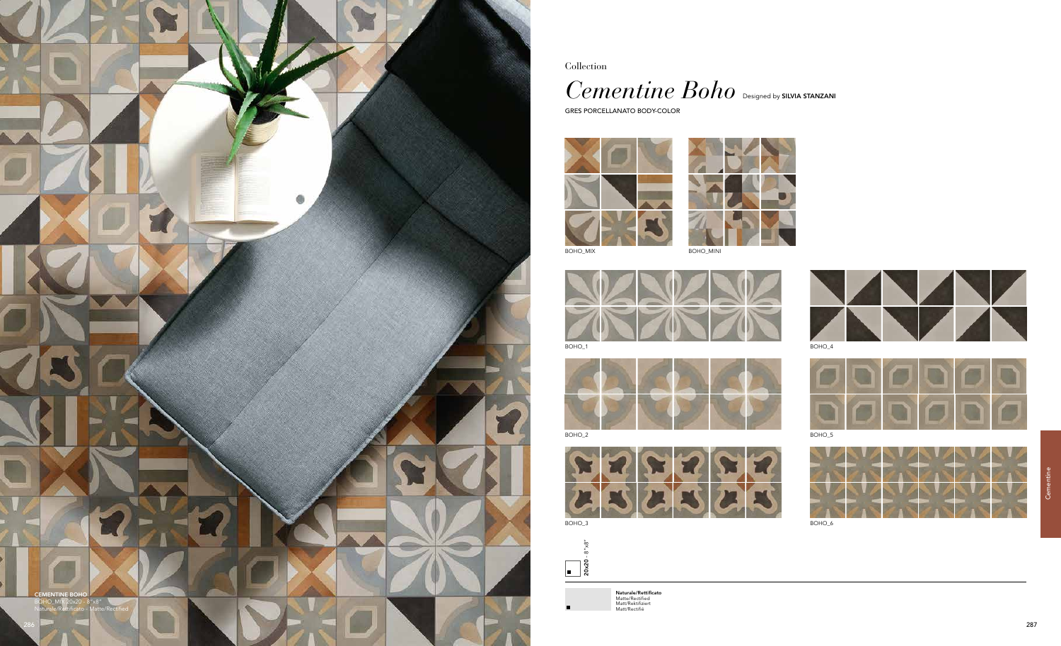CEMENTINE BOHO
BOHO_MIX 20x20 - 8"x8"
Naturale/Rettificato - Matte/Rectified

Collection

# *Cementine Boho* Designed by **SILVIA STANZANI**

GRES PORCELLANATO BODY-COLOR

BOHO_MIX

BOHO_MINI

BOHO_1

BOHO_4

BOHO_2

BOHO_5

BOHO_3

BOHO_6

**20x20** - 8"x8"

**Naturale/Rettificato**
Matte/Rectified
Matt/Rektifiziert
Matt/Rectifié

Cementine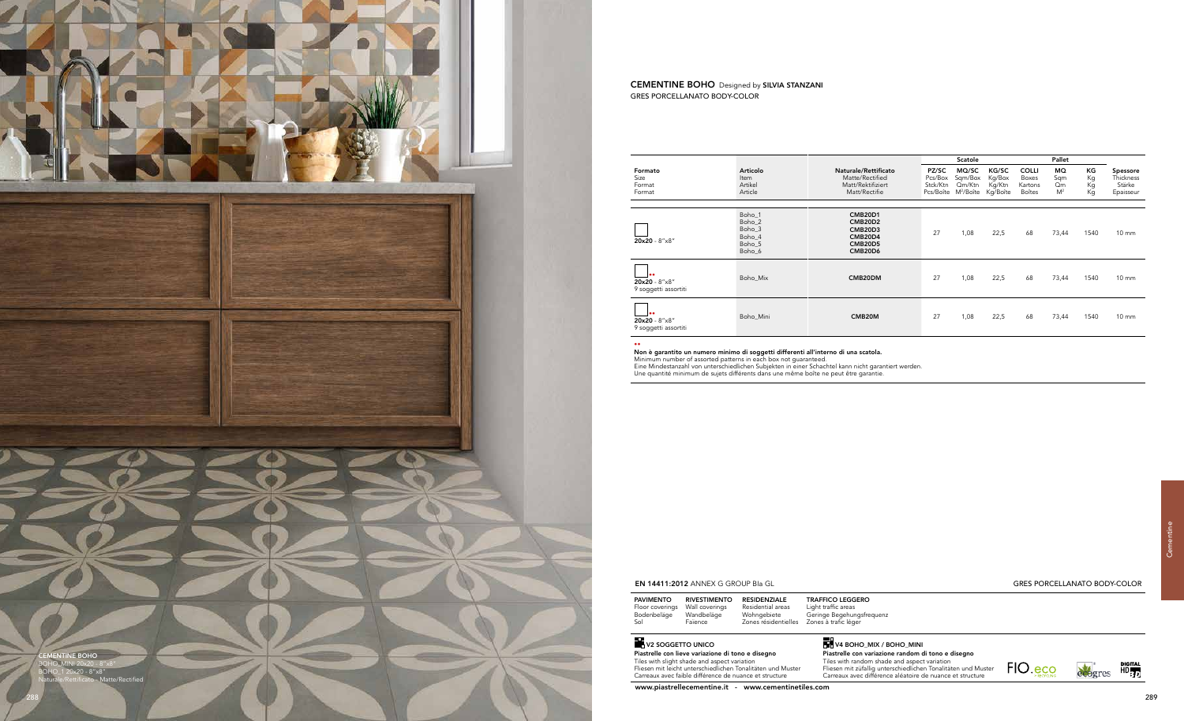CEMENTINE BOHO
BOHO_MINI 20x20 - 8"x8"
BOHO_1 20x20 - 8"x8"
Naturale/Rettificato - Matte/Rectified

## CEMENTINE BOHO Designed by SILVIA STANZANI

GRES PORCELLANATO BODY-COLOR

| Formato Size Format Format | Articolo Item Artikel Article | Naturale/Rettificato Matte/Rectified Matt/Rektifiziert Matt/Rectifie | Scatole PZ/SC Pcs/Box Stck/Ktn Pcs/Boîte | MQ/SC Sqm/Box Qm/Ktn M²/Boîte | KG/SC Kg/Box Kg/Ktn Kg/Boîte | Pallet COLLI Boxes Kartons Boîtes | MQ Sqm Qm M² | KG Kg Kg Kg | Spessore Thickness Stärke Epaisseur |
|---|---|---|---|---|---|---|---|---|---|
| 20x20 - 8"x8" | Boho_1 Boho_2 Boho_3 Boho_4 Boho_5 Boho_6 | CMB20D1 CMB20D2 CMB20D3 CMB20D4 CMB20D5 CMB20D6 | 27 | 1,08 | 22,5 | 68 | 73,44 | 1540 | 10 mm |
| ** 20x20 - 8"x8" 9 soggetti assortiti | Boho_Mix | CMB20DM | 27 | 1,08 | 22,5 | 68 | 73,44 | 1540 | 10 mm |
| ** 20x20 - 8"x8" 9 soggetti assortiti | Boho_Mini | CMB20M | 27 | 1,08 | 22,5 | 68 | 73,44 | 1540 | 10 mm |

**

**Non è garantito un numero minimo di soggetti differenti all'interno di una scatola.**
Minimum number of assorted patterns in each box not guaranteed.
Eine Mindestanzahl von unterschiedlichen Subjekten in einer Schachtel kann nicht garantiert werden.
Une quantité minimum de sujets différents dans une même boîte ne peut être garantie.

**EN 14411:2012** ANNEX G GROUP BIa GL

GRES PORCELLANATO BODY-COLOR

| PAVIMENTO | RIVESTIMENTO | RESIDENZIALE | TRAFFICO LEGGERO |
|---|---|---|---|
| Floor coverings | Wall coverings | Residential areas | Light traffic areas |
| Bodenbeläge | Wandbeläge | Wohngebiete | Geringe Begehungsfrequenz |
| Sol | Faience | Zones résidentielles | Zones à trafic léger |

**V2 SOGGETTO UNICO**
**Piastrelle con lieve variazione di tono e disegno**
Tiles with slight shade and aspect variation
Fliesen mit leicht unterschiedlichen Tonalitäten und Muster
Carreaux avec faible différence de nuance et structure

**V4 BOHO_MIX / BOHO_MINI**
**Piastrelle con variazione random di tono e disegno**
Tiles with random shade and aspect variation
Fliesen mit zufällig unterschiedlichen Tonalitäten und Muster
Carreaux avec différence aléatoire de nuance et structure

FIO.eco ecogres DIGITAL HD

**www.piastrellecementine.it - www.cementinetiles.com**

Cementine